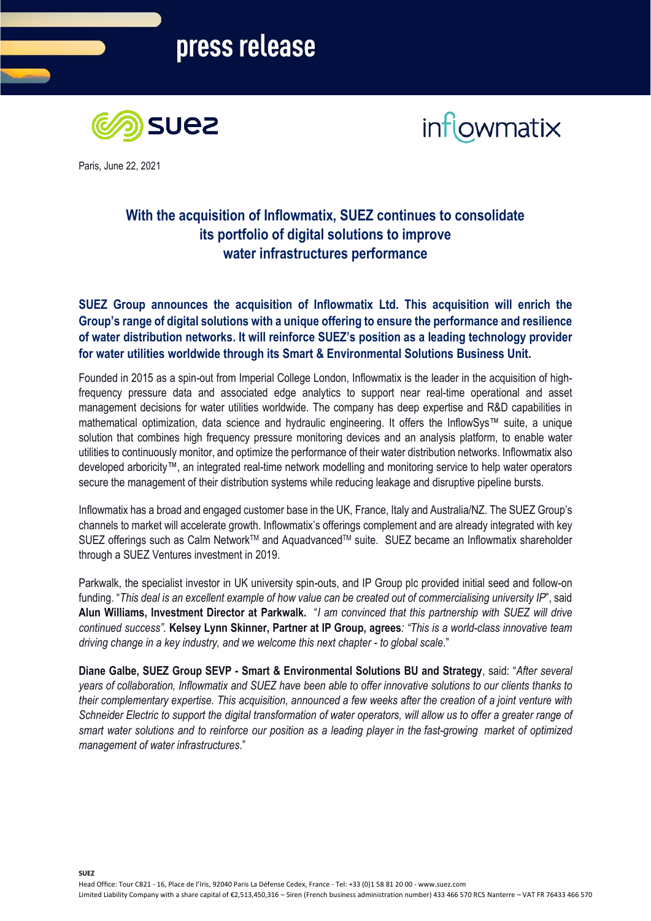press release

Paris, June 22, 2021

# With the acquisition of Inflowmatix, SUEZ continues to consolidate its portfolio of digital solutions to improve water infrastructures performance

**SUEZ Group announces the acquisition of Inflowmatix Ltd. This acquisition will enrich the Group's range of digital solutions with a unique offering to ensure the performance and resilience of water distribution networks. It will reinforce SUEZ's position as a leading technology provider for water utilities worldwide through its Smart & Environmental Solutions Business Unit.**

Founded in 2015 as a spin-out from Imperial College London, Inflowmatix is the leader in the acquisition of high-frequency pressure data and associated edge analytics to support near real-time operational and asset management decisions for water utilities worldwide. The company has deep expertise and R&D capabilities in mathematical optimization, data science and hydraulic engineering. It offers the InflowSys™ suite, a unique solution that combines high frequency pressure monitoring devices and an analysis platform, to enable water utilities to continuously monitor, and optimize the performance of their water distribution networks. Inflowmatix also developed arboricity™, an integrated real-time network modelling and monitoring service to help water operators secure the management of their distribution systems while reducing leakage and disruptive pipeline bursts.

Inflowmatix has a broad and engaged customer base in the UK, France, Italy and Australia/NZ. The SUEZ Group's channels to market will accelerate growth. Inflowmatix's offerings complement and are already integrated with key SUEZ offerings such as Calm Network™ and Aquadvanced™ suite. SUEZ became an Inflowmatix shareholder through a SUEZ Ventures investment in 2019.

Parkwalk, the specialist investor in UK university spin-outs, and IP Group plc provided initial seed and follow-on funding. "*This deal is an excellent example of how value can be created out of commercialising university IP*", said **Alun Williams, Investment Director at Parkwalk.** "*I am convinced that this partnership with SUEZ will drive continued success".* **Kelsey Lynn Skinner, Partner at IP Group, agrees***: "This is a world-class innovative team driving change in a key industry, and we welcome this next chapter - to global scale*."

**Diane Galbe, SUEZ Group SEVP - Smart & Environmental Solutions BU and Strategy**, said: "*After several years of collaboration, Inflowmatix and SUEZ have been able to offer innovative solutions to our clients thanks to their complementary expertise. This acquisition, announced a few weeks after the creation of a joint venture with Schneider Electric to support the digital transformation of water operators, will allow us to offer a greater range of smart water solutions and to reinforce our position as a leading player in the fast-growing market of optimized management of water infrastructures.*"

**SUEZ**
Head Office: Tour CB21 - 16, Place de l'Iris, 92040 Paris La Défense Cedex, France - Tel: +33 (0)1 58 81 20 00 - www.suez.com
Limited Liability Company with a share capital of €2,513,450,316 – Siren (French business administration number) 433 466 570 RCS Nanterre – VAT FR 76433 466 570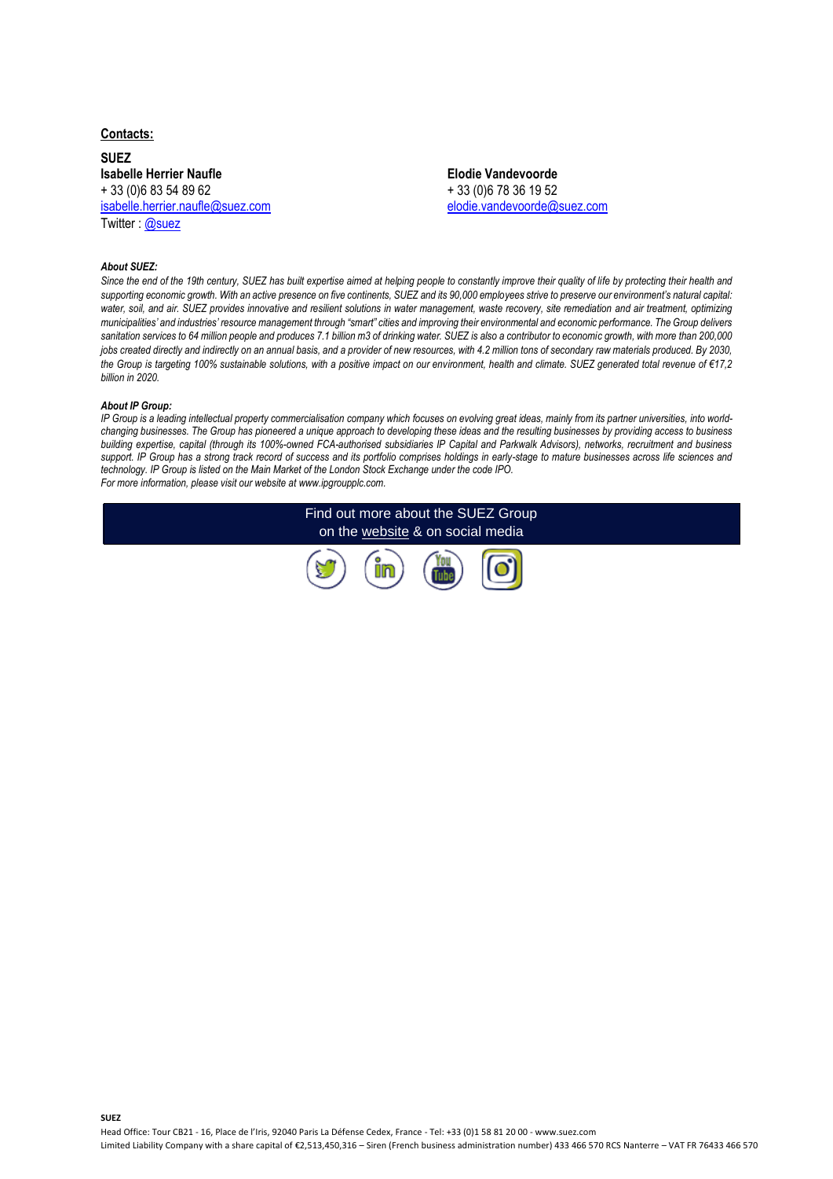**Contacts:**

**SUEZ**

**Isabelle Herrier Naufle**
+ 33 (0)6 83 54 89 62
isabelle.herrier.naufle@suez.com
Twitter : @suez

**Elodie Vandevoorde**
+ 33 (0)6 78 36 19 52
elodie.vandevoorde@suez.com

***About SUEZ:***

*Since the end of the 19th century, SUEZ has built expertise aimed at helping people to constantly improve their quality of life by protecting their health and supporting economic growth. With an active presence on five continents, SUEZ and its 90,000 employees strive to preserve our environment's natural capital: water, soil, and air. SUEZ provides innovative and resilient solutions in water management, waste recovery, site remediation and air treatment, optimizing municipalities' and industries' resource management through "smart" cities and improving their environmental and economic performance. The Group delivers sanitation services to 64 million people and produces 7.1 billion m3 of drinking water. SUEZ is also a contributor to economic growth, with more than 200,000 jobs created directly and indirectly on an annual basis, and a provider of new resources, with 4.2 million tons of secondary raw materials produced. By 2030, the Group is targeting 100% sustainable solutions, with a positive impact on our environment, health and climate. SUEZ generated total revenue of €17,2 billion in 2020.*

***About IP Group:***

*IP Group is a leading intellectual property commercialisation company which focuses on evolving great ideas, mainly from its partner universities, into world-changing businesses. The Group has pioneered a unique approach to developing these ideas and the resulting businesses by providing access to business building expertise, capital (through its 100%-owned FCA-authorised subsidiaries IP Capital and Parkwalk Advisors), networks, recruitment and business support. IP Group has a strong track record of success and its portfolio comprises holdings in early-stage to mature businesses across life sciences and technology. IP Group is listed on the Main Market of the London Stock Exchange under the code IPO.*
*For more information, please visit our website at www.ipgroupplc.com.*

Find out more about the SUEZ Group
on the website & on social media

**SUEZ**
Head Office: Tour CB21 - 16, Place de l'Iris, 92040 Paris La Défense Cedex, France - Tel: +33 (0)1 58 81 20 00 - www.suez.com
Limited Liability Company with a share capital of €2,513,450,316 – Siren (French business administration number) 433 466 570 RCS Nanterre – VAT FR 76433 466 570